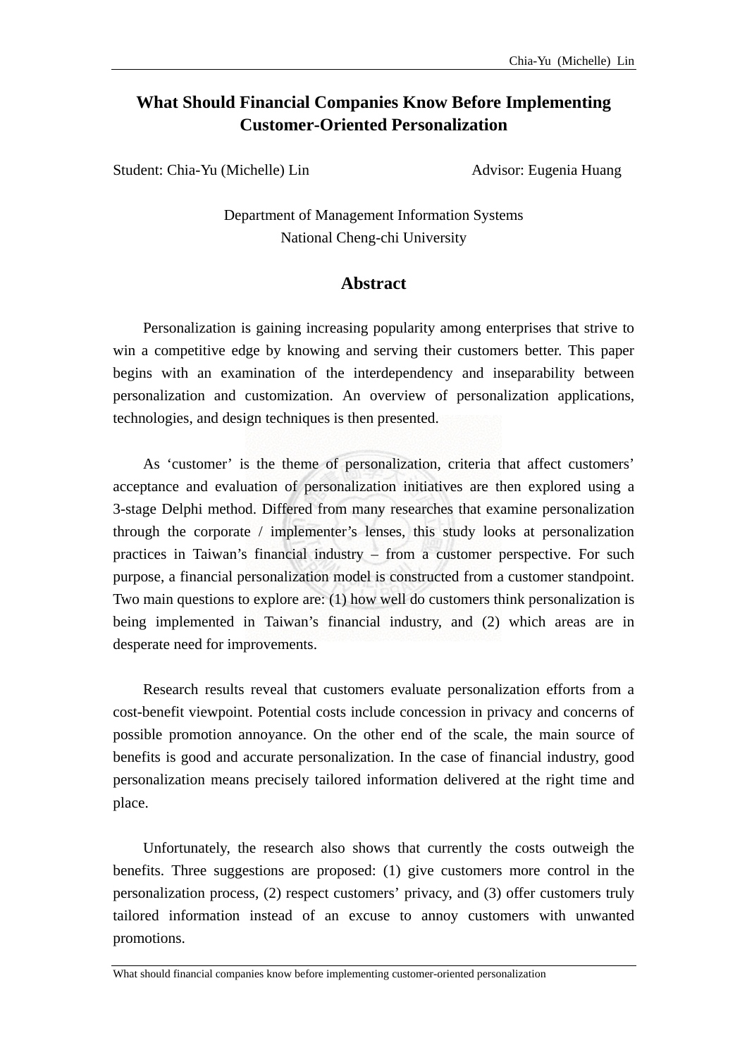# What Should Financial Companies Know Before Implementing Customer-Oriented Personalization

Student: Chia-Yu (Michelle) Lin　　　　　　Advisor: Eugenia Huang

Department of Management Information Systems
National Cheng-chi University

## Abstract

Personalization is gaining increasing popularity among enterprises that strive to win a competitive edge by knowing and serving their customers better. This paper begins with an examination of the interdependency and inseparability between personalization and customization. An overview of personalization applications, technologies, and design techniques is then presented.

As 'customer' is the theme of personalization, criteria that affect customers' acceptance and evaluation of personalization initiatives are then explored using a 3-stage Delphi method. Differed from many researches that examine personalization through the corporate / implementer's lenses, this study looks at personalization practices in Taiwan's financial industry – from a customer perspective. For such purpose, a financial personalization model is constructed from a customer standpoint. Two main questions to explore are: (1) how well do customers think personalization is being implemented in Taiwan's financial industry, and (2) which areas are in desperate need for improvements.

Research results reveal that customers evaluate personalization efforts from a cost-benefit viewpoint. Potential costs include concession in privacy and concerns of possible promotion annoyance. On the other end of the scale, the main source of benefits is good and accurate personalization. In the case of financial industry, good personalization means precisely tailored information delivered at the right time and place.

Unfortunately, the research also shows that currently the costs outweigh the benefits. Three suggestions are proposed: (1) give customers more control in the personalization process, (2) respect customers' privacy, and (3) offer customers truly tailored information instead of an excuse to annoy customers with unwanted promotions.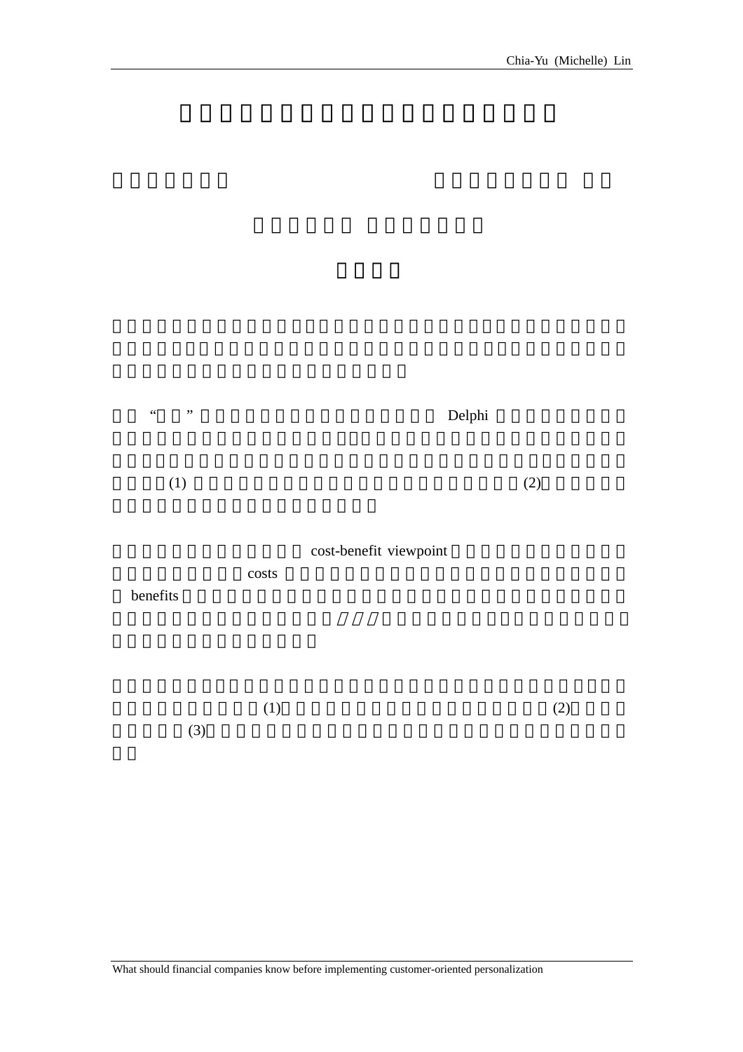“ ” Delphi

(1) (2)

cost-benefit viewpoint

costs

benefits

(1) (2)

(3)